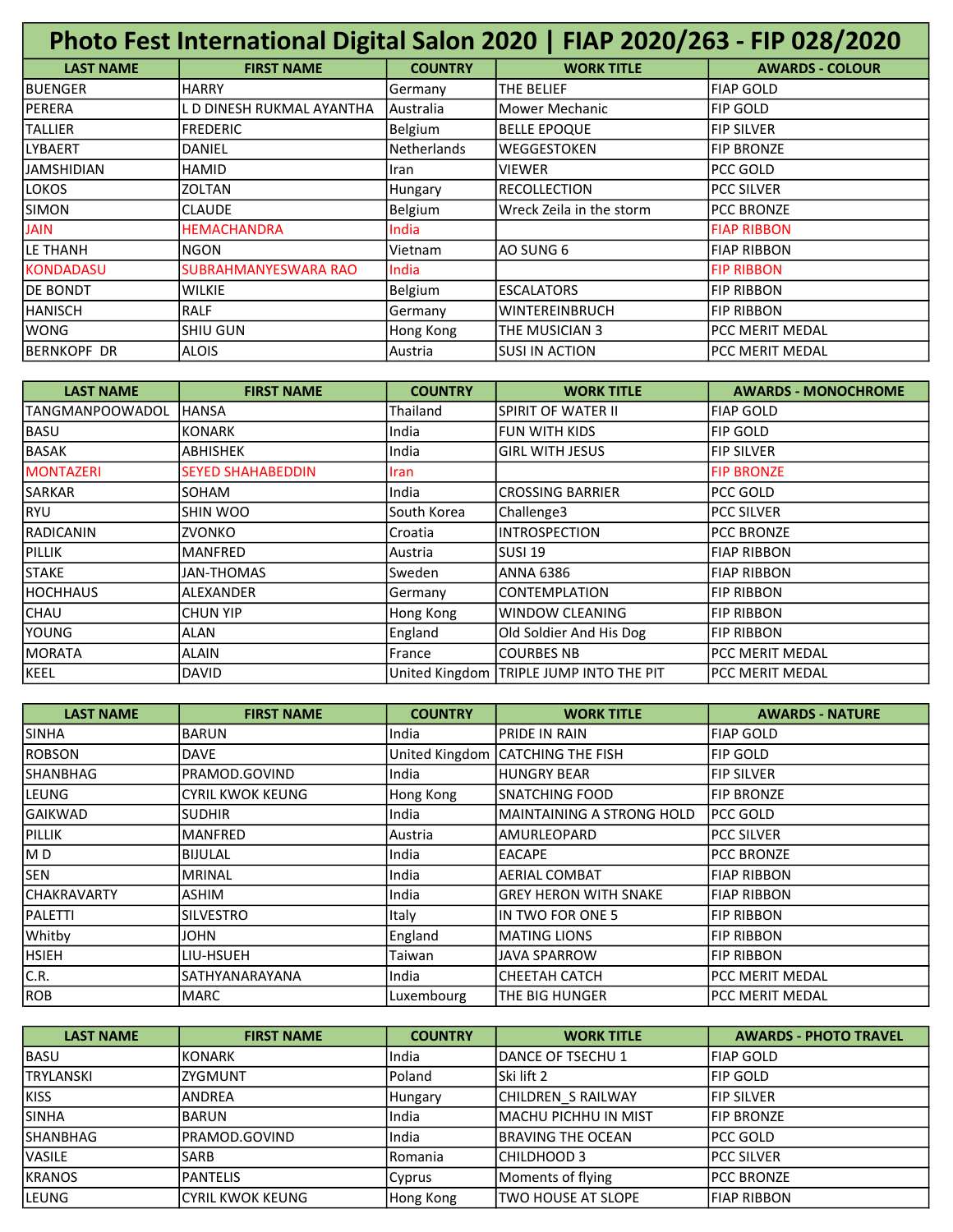# Photo Fest International Digital Salon 2020 | FIAP 2020/263 - FIP 028/2020

| LAST NAME | FIRST NAME | COUNTRY | WORK TITLE | AWARDS - COLOUR |
|---|---|---|---|---|
| BUENGER | HARRY | Germany | THE BELIEF | FIAP GOLD |
| PERERA | L D DINESH RUKMAL AYANTHA | Australia | Mower Mechanic | FIP GOLD |
| TALLIER | FREDERIC | Belgium | BELLE EPOQUE | FIP SILVER |
| LYBAERT | DANIEL | Netherlands | WEGGESTOKEN | FIP BRONZE |
| JAMSHIDIAN | HAMID | Iran | VIEWER | PCC GOLD |
| LOKOS | ZOLTAN | Hungary | RECOLLECTION | PCC SILVER |
| SIMON | CLAUDE | Belgium | Wreck Zeila in the storm | PCC BRONZE |
| JAIN | HEMACHANDRA | India | | FIAP RIBBON |
| LE THANH | NGON | Vietnam | AO SUNG 6 | FIAP RIBBON |
| KONDADASU | SUBRAHMANYESWARA RAO | India | | FIP RIBBON |
| DE BONDT | WILKIE | Belgium | ESCALATORS | FIP RIBBON |
| HANISCH | RALF | Germany | WINTEREINBRUCH | FIP RIBBON |
| WONG | SHIU GUN | Hong Kong | THE MUSICIAN 3 | PCC MERIT MEDAL |
| BERNKOPF DR | ALOIS | Austria | SUSI IN ACTION | PCC MERIT MEDAL |

| LAST NAME | FIRST NAME | COUNTRY | WORK TITLE | AWARDS - MONOCHROME |
|---|---|---|---|---|
| TANGMANPOOWADOL | HANSA | Thailand | SPIRIT OF WATER II | FIAP GOLD |
| BASU | KONARK | India | FUN WITH KIDS | FIP GOLD |
| BASAK | ABHISHEK | India | GIRL WITH JESUS | FIP SILVER |
| MONTAZERI | SEYED SHAHABEDDIN | Iran | | FIP BRONZE |
| SARKAR | SOHAM | India | CROSSING BARRIER | PCC GOLD |
| RYU | SHIN WOO | South Korea | Challenge3 | PCC SILVER |
| RADICANIN | ZVONKO | Croatia | INTROSPECTION | PCC BRONZE |
| PILLIK | MANFRED | Austria | SUSI 19 | FIAP RIBBON |
| STAKE | JAN-THOMAS | Sweden | ANNA 6386 | FIAP RIBBON |
| HOCHHAUS | ALEXANDER | Germany | CONTEMPLATION | FIP RIBBON |
| CHAU | CHUN YIP | Hong Kong | WINDOW CLEANING | FIP RIBBON |
| YOUNG | ALAN | England | Old Soldier And His Dog | FIP RIBBON |
| MORATA | ALAIN | France | COURBES NB | PCC MERIT MEDAL |
| KEEL | DAVID | United Kingdom | TRIPLE JUMP INTO THE PIT | PCC MERIT MEDAL |

| LAST NAME | FIRST NAME | COUNTRY | WORK TITLE | AWARDS - NATURE |
|---|---|---|---|---|
| SINHA | BARUN | India | PRIDE IN RAIN | FIAP GOLD |
| ROBSON | DAVE | United Kingdom | CATCHING THE FISH | FIP GOLD |
| SHANBHAG | PRAMOD.GOVIND | India | HUNGRY BEAR | FIP SILVER |
| LEUNG | CYRIL KWOK KEUNG | Hong Kong | SNATCHING FOOD | FIP BRONZE |
| GAIKWAD | SUDHIR | India | MAINTAINING A STRONG HOLD | PCC GOLD |
| PILLIK | MANFRED | Austria | AMURLEOPARD | PCC SILVER |
| M D | BIJULAL | India | EACAPE | PCC BRONZE |
| SEN | MRINAL | India | AERIAL COMBAT | FIAP RIBBON |
| CHAKRAVARTY | ASHIM | India | GREY HERON WITH SNAKE | FIAP RIBBON |
| PALETTI | SILVESTRO | Italy | IN TWO FOR ONE 5 | FIP RIBBON |
| Whitby | JOHN | England | MATING LIONS | FIP RIBBON |
| HSIEH | LIU-HSUEH | Taiwan | JAVA SPARROW | FIP RIBBON |
| C.R. | SATHYANARAYANA | India | CHEETAH CATCH | PCC MERIT MEDAL |
| ROB | MARC | Luxembourg | THE BIG HUNGER | PCC MERIT MEDAL |

| LAST NAME | FIRST NAME | COUNTRY | WORK TITLE | AWARDS - PHOTO TRAVEL |
|---|---|---|---|---|
| BASU | KONARK | India | DANCE OF TSECHU 1 | FIAP GOLD |
| TRYLANSKI | ZYGMUNT | Poland | Ski lift 2 | FIP GOLD |
| KISS | ANDREA | Hungary | CHILDREN_S RAILWAY | FIP SILVER |
| SINHA | BARUN | India | MACHU PICHHU IN MIST | FIP BRONZE |
| SHANBHAG | PRAMOD.GOVIND | India | BRAVING THE OCEAN | PCC GOLD |
| VASILE | SARB | Romania | CHILDHOOD 3 | PCC SILVER |
| KRANOS | PANTELIS | Cyprus | Moments of flying | PCC BRONZE |
| LEUNG | CYRIL KWOK KEUNG | Hong Kong | TWO HOUSE AT SLOPE | FIAP RIBBON |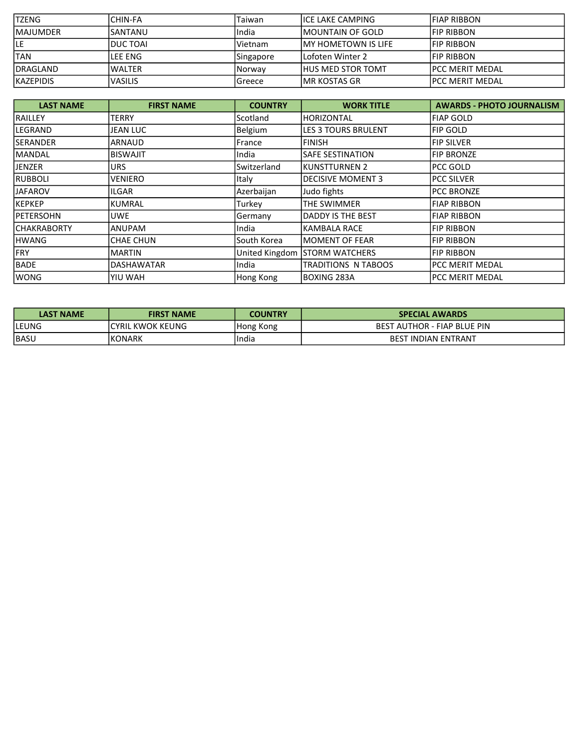| | | | | |
|---|---|---|---|---|
| TZENG | CHIN-FA | Taiwan | ICE LAKE CAMPING | FIAP RIBBON |
| MAJUMDER | SANTANU | India | MOUNTAIN OF GOLD | FIP RIBBON |
| LE | DUC TOAI | Vietnam | MY HOMETOWN IS LIFE | FIP RIBBON |
| TAN | LEE ENG | Singapore | Lofoten Winter 2 | FIP RIBBON |
| DRAGLAND | WALTER | Norway | HUS MED STOR TOMT | PCC MERIT MEDAL |
| KAZEPIDIS | VASILIS | Greece | MR KOSTAS GR | PCC MERIT MEDAL |

| LAST NAME | FIRST NAME | COUNTRY | WORK TITLE | AWARDS - PHOTO JOURNALISM |
|---|---|---|---|---|
| RAILLEY | TERRY | Scotland | HORIZONTAL | FIAP GOLD |
| LEGRAND | JEAN LUC | Belgium | LES 3 TOURS BRULENT | FIP GOLD |
| SERANDER | ARNAUD | France | FINISH | FIP SILVER |
| MANDAL | BISWAJIT | India | SAFE SESTINATION | FIP BRONZE |
| JENZER | URS | Switzerland | KUNSTTURNEN 2 | PCC GOLD |
| RUBBOLI | VENIERO | Italy | DECISIVE MOMENT 3 | PCC SILVER |
| JAFAROV | ILGAR | Azerbaijan | Judo fights | PCC BRONZE |
| KEPKEP | KUMRAL | Turkey | THE SWIMMER | FIAP RIBBON |
| PETERSOHN | UWE | Germany | DADDY IS THE BEST | FIAP RIBBON |
| CHAKRABORTY | ANUPAM | India | KAMBALA RACE | FIP RIBBON |
| HWANG | CHAE CHUN | South Korea | MOMENT OF FEAR | FIP RIBBON |
| FRY | MARTIN | United Kingdom | STORM WATCHERS | FIP RIBBON |
| BADE | DASHAWATAR | India | TRADITIONS N TABOOS | PCC MERIT MEDAL |
| WONG | YIU WAH | Hong Kong | BOXING 283A | PCC MERIT MEDAL |

| LAST NAME | FIRST NAME | COUNTRY | SPECIAL AWARDS |
|---|---|---|---|
| LEUNG | CYRIL KWOK KEUNG | Hong Kong | BEST AUTHOR - FIAP BLUE PIN |
| BASU | KONARK | India | BEST INDIAN ENTRANT |